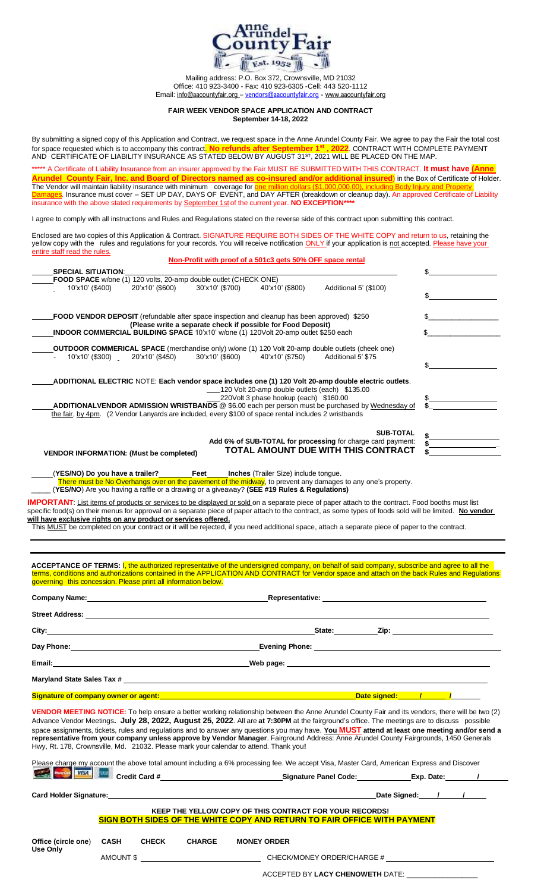Mailing address: P.O. Box 372, Crownsville, MD 21032
Office: 410 923-3400 - Fax: 410 923-6305 -Cell: 443 520-1112
Email: info@aacountyfair.org – vendors@aacountyfair.org - www.aacountyfair.org

**FAIR WEEK VENDOR SPACE APPLICATION AND CONTRACT**
**September 14-18, 2022**

By submitting a signed copy of this Application and Contract, we request space in the Anne Arundel County Fair. We agree to pay the Fair the total cost for space requested which is to accompany this contract. **No refunds after September 1st , 2022**. CONTRACT WITH COMPLETE PAYMENT AND CERTIFICATE OF LIABILITY INSURANCE AS STATED BELOW BY AUGUST 31ST, 2021 WILL BE PLACED ON THE MAP.

***** A Certificate of Liability Insurance from an insurer approved by the Fair MUST BE SUBMITTED WITH THIS CONTRACT. **It must have (Anne Arundel County Fair, Inc. and Board of Directors named as co-insured and/or additional insured**) in the Box of Certificate of Holder. The Vendor will maintain liability insurance with minimum coverage for one million dollars ($1,000,000.00), including Body Injury and Property Damages. Insurance must cover – SET UP DAY, DAYS OF EVENT, and DAY AFTER (breakdown or cleanup day). An approved Certificate of Liability insurance with the above stated requirements by September 1st of the current year. **NO EXCEPTION*****

I agree to comply with all instructions and Rules and Regulations stated on the reverse side of this contract upon submitting this contract.

Enclosed are two copies of this Application & Contract. SIGNATURE REQUIRE BOTH SIDES OF THE WHITE COPY and return to us, retaining the yellow copy with the rules and regulations for your records. You will receive notification ONLY if your application is not accepted. Please have your entire staff read the rules.

**Non-Profit with proof of a 501c3 gets 50% OFF space rental**

_____ **SPECIAL SITUATION**: ______________________________ $________

_____ **FOOD SPACE** w/one (1) 120 volts, 20-amp double outlet (CHECK ONE)
_ 10'x10' ($400) _ 20'x10' ($600) _ 30'x10' ($700) _ 40'x10' ($800) _ Additional 5' ($100) $________

_____ **FOOD VENDOR DEPOSIT** (refundable after space inspection and cleanup has been approved) $250 $________
**(Please write a separate check if possible for Food Deposit)**

_____ **INDOOR COMMERCIAL BUILDING SPACE** 10'x10' w/one (1) 120Volt 20-amp outlet $250 each $________

_____ **OUTDOOR COMMERICAL SPACE** (merchandise only) w/one (1) 120 Volt 20-amp double outlets (cheek one)
_ 10'x10' ($300) _ 20'x10' ($450) _ 30'x10' ($600) _ 40'x10' ($750) _ Additional 5' $75 $________

_____ **ADDITIONAL ELECTRIC** NOTE: **Each vendor space includes one (1) 120 Volt 20-amp double electric outlets**.
____120 Volt 20-amp double outlets (each) $135.00
____220Volt 3 phase hookup (each) $160.00 $________

_____ **ADDITIONALVENDOR ADMISSION WRISTBANDS** @ $6.00 each per person must be purchased by Wednesday of the fair, by 4pm. (2 Vendor Lanyards are included, every $100 of space rental includes 2 wristbands $________

**SUB-TOTAL** $________
**Add 6% of SUB-TOTAL for processing** for charge card payment: $________
**TOTAL AMOUNT DUE WITH THIS CONTRACT** $________

**VENDOR INFORMATION: (Must be completed)**

_____ (**YES/NO) Do you have a trailer?** ________ **Feet** _____ **Inches** (Trailer Size) include tongue.
There must be No Overhangs over on the pavement of the midway, to prevent any damages to any one's property.
_____ (**YES/NO**) Are you having a raffle or a drawing or a giveaway? **(SEE #19 Rules & Regulations)**

**IMPORTANT**: List items of products or services to be displayed or sold on a separate piece of paper attach to the contract. Food booths must list specific food(s) on their menus for approval on a separate piece of paper attach to the contract, as some types of foods sold will be limited. **No vendor will have exclusive rights on any product or services offered.**
This MUST be completed on your contract or it will be rejected, if you need additional space, attach a separate piece of paper to the contract.

**ACCEPTANCE OF TERMS:** I, the authorized representative of the undersigned company, on behalf of said company, subscribe and agree to all the terms, conditions and authorizations contained in the APPLICATION AND CONTRACT for Vendor space and attach on the back Rules and Regulations governing this concession. Please print all information below.

**Company Name:** ______________________ **Representative:** ______________________

**Street Address:** ______________________

**City:** ______________________ **State:** ________ **Zip:** ________

**Day Phone:** ______________________ **Evening Phone:** ______________________

**Email:** ______________________ **Web page:** ______________________

**Maryland State Sales Tax #** ______________________

**Signature of company owner or agent:** ______________________ **Date signed:** ____/____/____

**VENDOR MEETING NOTICE:** To help ensure a better working relationship between the Anne Arundel County Fair and its vendors, there will be two (2) Advance Vendor Meetings**. July 28, 2022, August 25, 2022**. All are **at 7:30PM** at the fairground's office. The meetings are to discuss possible space assignments, tickets, rules and regulations and to answer any questions you may have. **You MUST attend at least one meeting and/or send a representative from your company unless approve by Vendor Manager**. Fairground Address: Anne Arundel County Fairgrounds, 1450 Generals Hwy, Rt. 178, Crownsville, Md. 21032. Please mark your calendar to attend. Thank you**!**

Please charge my account the above total amount including a 6% processing fee. We accept Visa, Master Card, American Express and Discover

**Credit Card #** ______________________ **Signature Panel Code:** ________ **Exp. Date:** ____/____

**Card Holder Signature:** ______________________ **Date Signed:** ____/____/____

**KEEP THE YELLOW COPY OF THIS CONTRACT FOR YOUR RECORDS!**
**SIGN BOTH SIDES OF THE WHITE COPY AND RETURN TO FAIR OFFICE WITH PAYMENT**

| **Office (circle one) Use Only** | **CASH** | **CHECK** | **CHARGE** | **MONEY ORDER** |
|---|---|---|---|---|

AMOUNT $ ______________________ CHECK/MONEY ORDER/CHARGE # ______________________

ACCEPTED BY **LACY CHENOWETH** DATE: ______________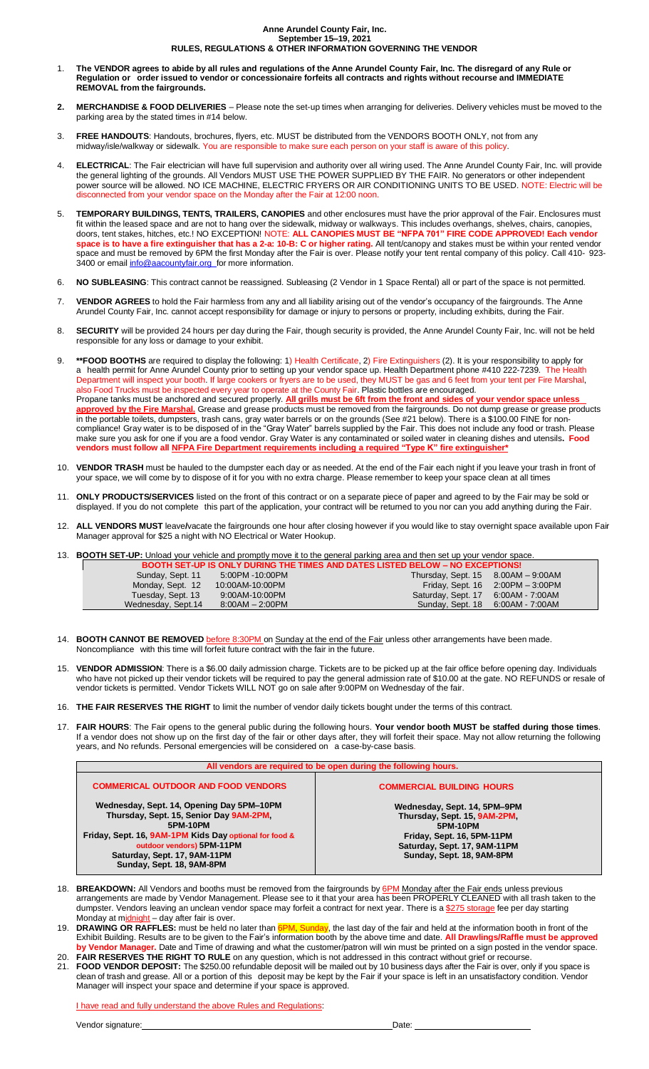**Anne Arundel County Fair, Inc.**
**September 15–19, 2021**
**RULES, REGULATIONS & OTHER INFORMATION GOVERNING THE VENDOR**

1. **The VENDOR agrees to abide by all rules and regulations of the Anne Arundel County Fair, Inc. The disregard of any Rule or Regulation or order issued to vendor or concessionaire forfeits all contracts and rights without recourse and IMMEDIATE REMOVAL from the fairgrounds.**

2. **MERCHANDISE & FOOD DELIVERIES** – Please note the set-up times when arranging for deliveries. Delivery vehicles must be moved to the parking area by the stated times in #14 below.

3. **FREE HANDOUTS**: Handouts, brochures, flyers, etc. MUST be distributed from the VENDORS BOOTH ONLY, not from any midway/isle/walkway or sidewalk. You are responsible to make sure each person on your staff is aware of this policy.

4. **ELECTRICAL**: The Fair electrician will have full supervision and authority over all wiring used. The Anne Arundel County Fair, Inc. will provide the general lighting of the grounds. All Vendors MUST USE THE POWER SUPPLIED BY THE FAIR. No generators or other independent power source will be allowed. NO ICE MACHINE, ELECTRIC FRYERS OR AIR CONDITIONING UNITS TO BE USED. NOTE: Electric will be disconnected from your vendor space on the Monday after the Fair at 12:00 noon.

5. **TEMPORARY BUILDINGS, TENTS, TRAILERS, CANOPIES** and other enclosures must have the prior approval of the Fair. Enclosures must fit within the leased space and are not to hang over the sidewalk, midway or walkways. This includes overhangs, shelves, chairs, canopies, doors, tent stakes, hitches, etc.! NO EXCEPTION! NOTE: **ALL CANOPIES MUST BE "NFPA 701" FIRE CODE APPROVED! Each vendor space is to have a fire extinguisher that has a 2-a: 10-B: C or higher rating.** All tent/canopy and stakes must be within your rented vendor space and must be removed by 6PM the first Monday after the Fair is over. Please notify your tent rental company of this policy. Call 410- 923-3400 or email info@aacountyfair.org for more information.

6. **NO SUBLEASING**: This contract cannot be reassigned. Subleasing (2 Vendor in 1 Space Rental) all or part of the space is not permitted.

7. **VENDOR AGREES** to hold the Fair harmless from any and all liability arising out of the vendor's occupancy of the fairgrounds. The Anne Arundel County Fair, Inc. cannot accept responsibility for damage or injury to persons or property, including exhibits, during the Fair.

8. **SECURITY** will be provided 24 hours per day during the Fair, though security is provided, the Anne Arundel County Fair, Inc. will not be held responsible for any loss or damage to your exhibit.

9. **\*\*FOOD BOOTHS** are required to display the following: 1) Health Certificate, 2) Fire Extinguishers (2). It is your responsibility to apply for a health permit for Anne Arundel County prior to setting up your vendor space up. Health Department phone #410 222-7239. The Health Department will inspect your booth. If large cookers or fryers are to be used, they MUST be gas and 6 feet from your tent per Fire Marshal, also Food Trucks must be inspected every year to operate at the County Fair. Plastic bottles are encouraged. Propane tanks must be anchored and secured properly. **All grills must be 6ft from the front and sides of your vendor space unless approved by the Fire Marshal.** Grease and grease products must be removed from the fairgrounds. Do not dump grease or grease products in the portable toilets, dumpsters, trash cans, gray water barrels or on the grounds (See #21 below). There is a $100.00 FINE for non-compliance! Gray water is to be disposed of in the "Gray Water" barrels supplied by the Fair. This does not include any food or trash. Please make sure you ask for one if you are a food vendor. Gray Water is any contaminated or soiled water in cleaning dishes and utensils. **Food vendors must follow all NFPA Fire Department requirements including a required "Type K" fire extinguisher\***

10. **VENDOR TRASH** must be hauled to the dumpster each day or as needed. At the end of the Fair each night if you leave your trash in front of your space, we will come by to dispose of it for you with no extra charge. Please remember to keep your space clean at all times

11. **ONLY PRODUCTS/SERVICES** listed on the front of this contract or on a separate piece of paper and agreed to by the Fair may be sold or displayed. If you do not complete this part of the application, your contract will be returned to you nor can you add anything during the Fair.

12. **ALL VENDORS MUST** leave/vacate the fairgrounds one hour after closing however if you would like to stay overnight space available upon Fair Manager approval for $25 a night with NO Electrical or Water Hookup.

13. **BOOTH SET-UP:** Unload your vehicle and promptly move it to the general parking area and then set up your vendor space.

| **BOOTH SET-UP IS ONLY DURING THE TIMES AND DATES LISTED BELOW – NO EXCEPTIONS!** | | | |
|---|---|---|---|
| Sunday, Sept. 11 | 5:00PM -10:00PM | Thursday, Sept. 15 | 8.00AM – 9:00AM |
| Monday, Sept. 12 | 10:00AM-10:00PM | Friday, Sept. 16 | 2:00PM – 3:00PM |
| Tuesday, Sept. 13 | 9:00AM-10:00PM | Saturday, Sept. 17 | 6:00AM - 7:00AM |
| Wednesday, Sept.14 | 8:00AM – 2:00PM | Sunday, Sept. 18 | 6:00AM - 7:00AM |

14. **BOOTH CANNOT BE REMOVED** before 8:30PM on Sunday at the end of the Fair unless other arrangements have been made. Noncompliance with this time will forfeit future contract with the fair in the future.

15. **VENDOR ADMISSION**: There is a $6.00 daily admission charge. Tickets are to be picked up at the fair office before opening day. Individuals who have not picked up their vendor tickets will be required to pay the general admission rate of $10.00 at the gate. NO REFUNDS or resale of vendor tickets is permitted. Vendor Tickets WILL NOT go on sale after 9:00PM on Wednesday of the fair.

16. **THE FAIR RESERVES THE RIGHT** to limit the number of vendor daily tickets bought under the terms of this contract.

17. **FAIR HOURS**: The Fair opens to the general public during the following hours. **Your vendor booth MUST be staffed during those times**. If a vendor does not show up on the first day of the fair or other days after, they will forfeit their space. May not allow returning the following years, and No refunds. Personal emergencies will be considered on a case-by-case basis.

| **All vendors are required to be open during the following hours.** | |
|---|---|
| **COMMERICAL OUTDOOR AND FOOD VENDORS** | **COMMERCIAL BUILDING HOURS** |
| **Wednesday, Sept. 14, Opening Day 5PM–10PM** | **Wednesday, Sept. 14, 5PM–9PM** |
| **Thursday, Sept. 15, Senior Day 9AM-2PM, 5PM-10PM** | **Thursday, Sept. 15, 9AM-2PM, 5PM-10PM** |
| **Friday, Sept. 16, 9AM-1PM Kids Day optional for food & outdoor vendors) 5PM-11PM** | **Friday, Sept. 16, 5PM-11PM** |
| **Saturday, Sept. 17, 9AM-11PM** | **Saturday, Sept. 17, 9AM-11PM** |
| **Sunday, Sept. 18, 9AM-8PM** | **Sunday, Sept. 18, 9AM-8PM** |

18. **BREAKDOWN:** All Vendors and booths must be removed from the fairgrounds by 6PM Monday after the Fair ends unless previous arrangements are made by Vendor Management. Please see to it that your area has been PROPERLY CLEANED with all trash taken to the dumpster. Vendors leaving an unclean vendor space may forfeit a contract for next year. There is a $275 storage fee per day starting Monday at midnight – day after fair is over.

19. **DRAWING OR RAFFLES:** must be held no later than 6PM, Sunday, the last day of the fair and held at the information booth in front of the Exhibit Building. Results are to be given to the Fair's information booth by the above time and date. **All Drawings/Raffle must be approved by Vendor Manager.** Date and Time of drawing and what the customer/patron will win must be printed on a sign posted in the vendor space.

20. **FAIR RESERVES THE RIGHT TO RULE** on any question, which is not addressed in this contract without grief or recourse.

21. **FOOD VENDOR DEPOSIT:** The $250.00 refundable deposit will be mailed out by 10 business days after the Fair is over, only if you space is clean of trash and grease. All or a portion of this deposit may be kept by the Fair if your space is left in an unsatisfactory condition. Vendor Manager will inspect your space and determine if your space is approved.

I have read and fully understand the above Rules and Regulations:

Vendor signature: ______________________________ Date: ______________